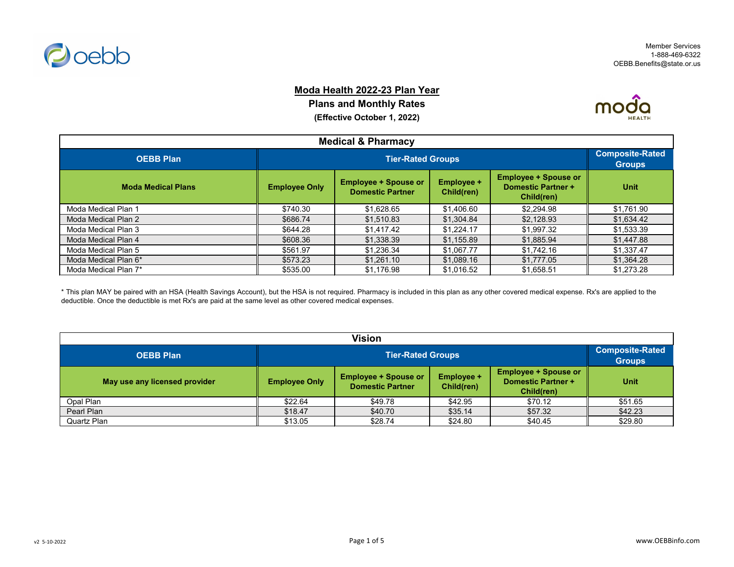Member Services
1-888-469-6322
OEBB.Benefits@state.or.us

# Moda Health 2022-23 Plan Year

## Plans and Monthly Rates

**(Effective October 1, 2022)**

| Medical & Pharmacy | | | | | |
|---|---|---|---|---|---|
| **OEBB Plan** | **Tier-Rated Groups** | | | | **Composite-Rated Groups** |
| **Moda Medical Plans** | **Employee Only** | **Employee + Spouse or Domestic Partner** | **Employee + Child(ren)** | **Employee + Spouse or Domestic Partner + Child(ren)** | **Unit** |
| Moda Medical Plan 1 | $740.30 | $1,628.65 | $1,406.60 | $2,294.98 | $1,761.90 |
| Moda Medical Plan 2 | $686.74 | $1,510.83 | $1,304.84 | $2,128.93 | $1,634.42 |
| Moda Medical Plan 3 | $644.28 | $1,417.42 | $1,224.17 | $1,997.32 | $1,533.39 |
| Moda Medical Plan 4 | $608.36 | $1,338.39 | $1,155.89 | $1,885.94 | $1,447.88 |
| Moda Medical Plan 5 | $561.97 | $1,236.34 | $1,067.77 | $1,742.16 | $1,337.47 |
| Moda Medical Plan 6* | $573.23 | $1,261.10 | $1,089.16 | $1,777.05 | $1,364.28 |
| Moda Medical Plan 7* | $535.00 | $1,176.98 | $1,016.52 | $1,658.51 | $1,273.28 |

* This plan MAY be paired with an HSA (Health Savings Account), but the HSA is not required. Pharmacy is included in this plan as any other covered medical expense. Rx's are applied to the deductible. Once the deductible is met Rx's are paid at the same level as other covered medical expenses.

| Vision | | | | | |
|---|---|---|---|---|---|
| **OEBB Plan** | **Tier-Rated Groups** | | | | **Composite-Rated Groups** |
| **May use any licensed provider** | **Employee Only** | **Employee + Spouse or Domestic Partner** | **Employee + Child(ren)** | **Employee + Spouse or Domestic Partner + Child(ren)** | **Unit** |
| Opal Plan | $22.64 | $49.78 | $42.95 | $70.12 | $51.65 |
| Pearl Plan | $18.47 | $40.70 | $35.14 | $57.32 | $42.23 |
| Quartz Plan | $13.05 | $28.74 | $24.80 | $40.45 | $29.80 |

v2 5-10-2022

www.OEBBinfo.com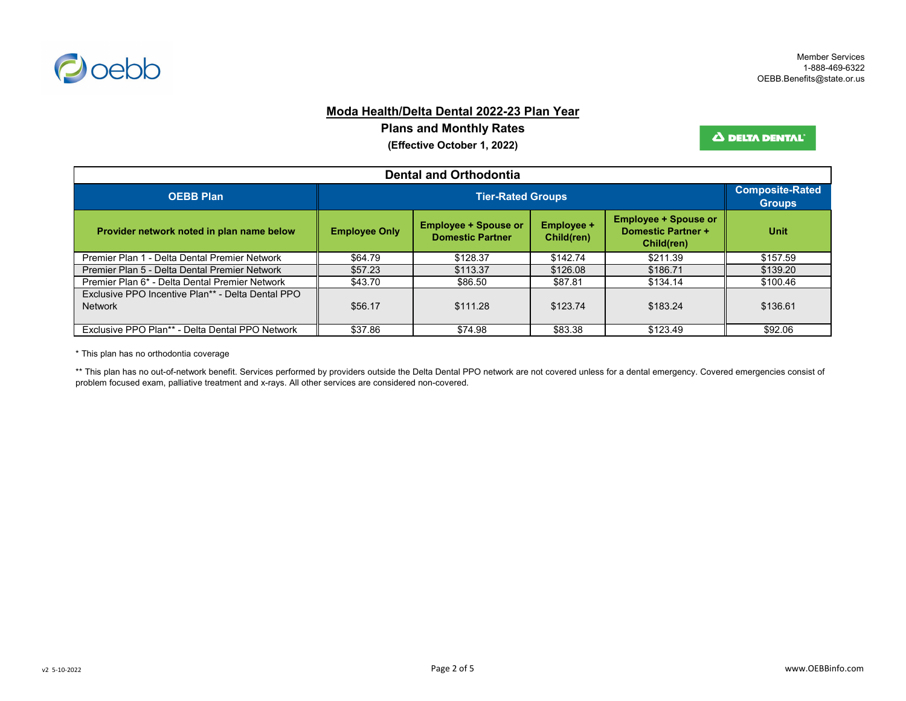Member Services
1-888-469-6322
OEBB.Benefits@state.or.us

# Moda Health/Delta Dental 2022-23 Plan Year

## Plans and Monthly Rates

**(Effective October 1, 2022)**

| Dental and Orthodontia | | | | | |
|---|---|---|---|---|---|
| **OEBB Plan** | **Tier-Rated Groups** | | | | **Composite-Rated Groups** |
| **Provider network noted in plan name below** | **Employee Only** | **Employee + Spouse or Domestic Partner** | **Employee + Child(ren)** | **Employee + Spouse or Domestic Partner + Child(ren)** | **Unit** |
| Premier Plan 1 - Delta Dental Premier Network | $64.79 | $128.37 | $142.74 | $211.39 | $157.59 |
| Premier Plan 5 - Delta Dental Premier Network | $57.23 | $113.37 | $126.08 | $186.71 | $139.20 |
| Premier Plan 6* - Delta Dental Premier Network | $43.70 | $86.50 | $87.81 | $134.14 | $100.46 |
| Exclusive PPO Incentive Plan** - Delta Dental PPO Network | $56.17 | $111.28 | $123.74 | $183.24 | $136.61 |
| Exclusive PPO Plan** - Delta Dental PPO Network | $37.86 | $74.98 | $83.38 | $123.49 | $92.06 |

* This plan has no orthodontia coverage

** This plan has no out-of-network benefit. Services performed by providers outside the Delta Dental PPO network are not covered unless for a dental emergency. Covered emergencies consist of problem focused exam, palliative treatment and x-rays. All other services are considered non-covered.

v2 5-10-2022

www.OEBBinfo.com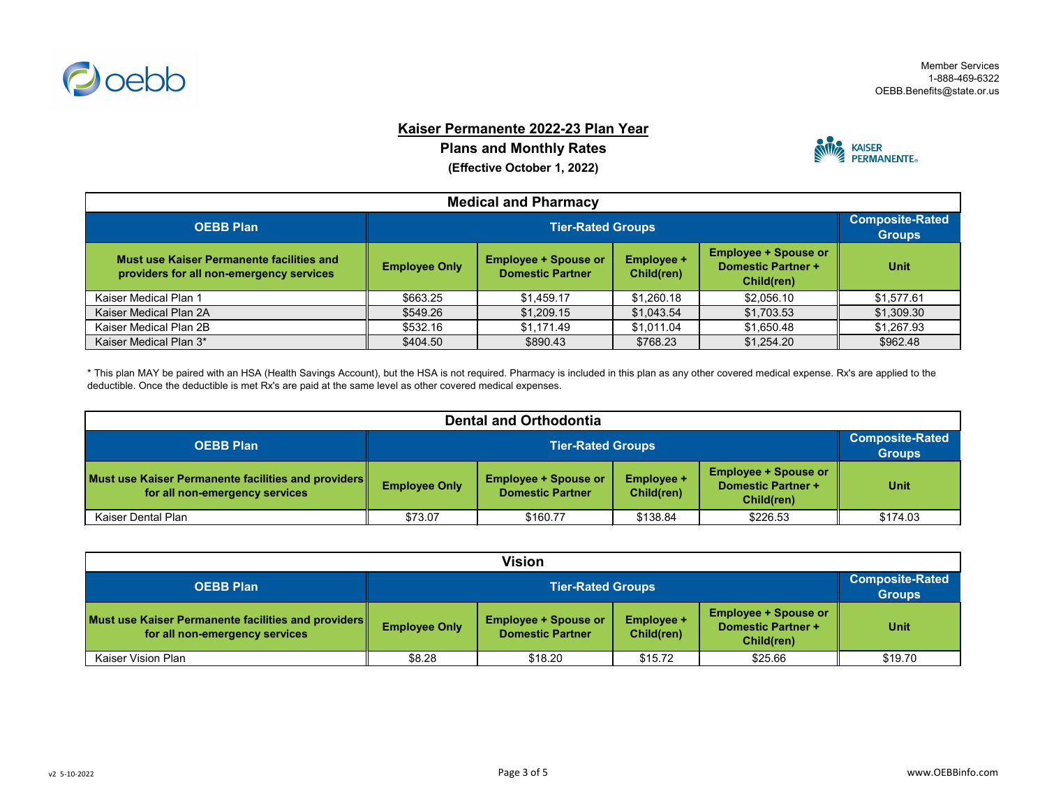Member Services
1-888-469-6322
OEBB.Benefits@state.or.us

# Kaiser Permanente 2022-23 Plan Year

## Plans and Monthly Rates

**(Effective October 1, 2022)**

### Medical and Pharmacy

| OEBB Plan | Tier-Rated Groups | | | | Composite-Rated Groups |
|---|---|---|---|---|---|
| **Must use Kaiser Permanente facilities and providers for all non-emergency services** | **Employee Only** | **Employee + Spouse or Domestic Partner** | **Employee + Child(ren)** | **Employee + Spouse or Domestic Partner + Child(ren)** | **Unit** |
| Kaiser Medical Plan 1 | $663.25 | $1,459.17 | $1,260.18 | $2,056.10 | $1,577.61 |
| Kaiser Medical Plan 2A | $549.26 | $1,209.15 | $1,043.54 | $1,703.53 | $1,309.30 |
| Kaiser Medical Plan 2B | $532.16 | $1,171.49 | $1,011.04 | $1,650.48 | $1,267.93 |
| Kaiser Medical Plan 3* | $404.50 | $890.43 | $768.23 | $1,254.20 | $962.48 |

* This plan MAY be paired with an HSA (Health Savings Account), but the HSA is not required. Pharmacy is included in this plan as any other covered medical expense. Rx's are applied to the deductible. Once the deductible is met Rx's are paid at the same level as other covered medical expenses.

### Dental and Orthodontia

| OEBB Plan | Tier-Rated Groups | | | | Composite-Rated Groups |
|---|---|---|---|---|---|
| **Must use Kaiser Permanente facilities and providers for all non-emergency services** | **Employee Only** | **Employee + Spouse or Domestic Partner** | **Employee + Child(ren)** | **Employee + Spouse or Domestic Partner + Child(ren)** | **Unit** |
| Kaiser Dental Plan | $73.07 | $160.77 | $138.84 | $226.53 | $174.03 |

### Vision

| OEBB Plan | Tier-Rated Groups | | | | Composite-Rated Groups |
|---|---|---|---|---|---|
| **Must use Kaiser Permanente facilities and providers for all non-emergency services** | **Employee Only** | **Employee + Spouse or Domestic Partner** | **Employee + Child(ren)** | **Employee + Spouse or Domestic Partner + Child(ren)** | **Unit** |
| Kaiser Vision Plan | $8.28 | $18.20 | $15.72 | $25.66 | $19.70 |

v2 5-10-2022

www.OEBBinfo.com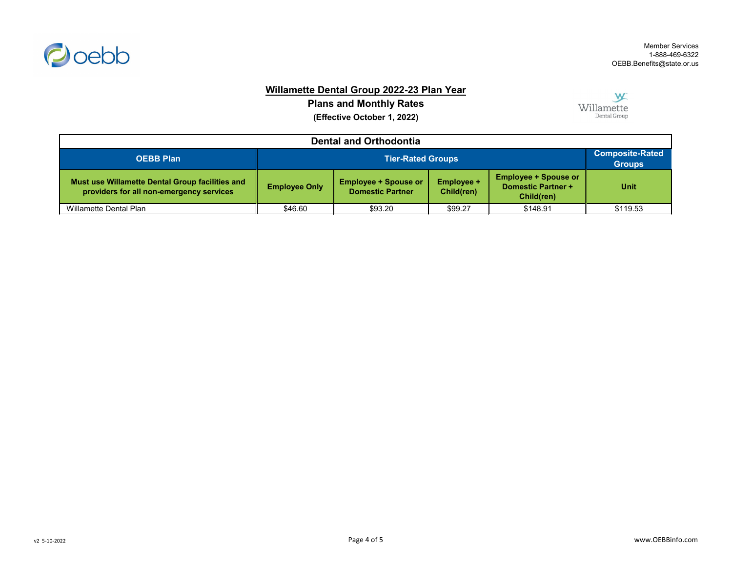Member Services
1-888-469-6322
OEBB.Benefits@state.or.us

# Willamette Dental Group 2022-23 Plan Year

## Plans and Monthly Rates

**(Effective October 1, 2022)**

| Dental and Orthodontia | | | | | |
|---|---|---|---|---|---|
| **OEBB Plan** | **Tier-Rated Groups** | | | | **Composite-Rated Groups** |
| **Must use Willamette Dental Group facilities and providers for all non-emergency services** | **Employee Only** | **Employee + Spouse or Domestic Partner** | **Employee + Child(ren)** | **Employee + Spouse or Domestic Partner + Child(ren)** | **Unit** |
| Willamette Dental Plan | $46.60 | $93.20 | $99.27 | $148.91 | $119.53 |

v2 5-10-2022

www.OEBBinfo.com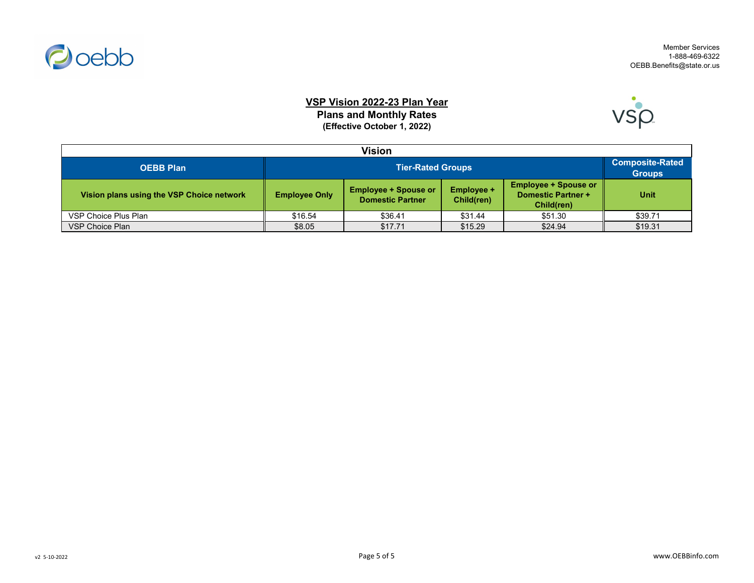Member Services
1-888-469-6322
OEBB.Benefits@state.or.us

## VSP Vision 2022-23 Plan Year

### Plans and Monthly Rates

**(Effective October 1, 2022)**

| Vision | | | | | |
|---|---|---|---|---|---|
| **OEBB Plan** | **Tier-Rated Groups** | | | | **Composite-Rated Groups** |
| **Vision plans using the VSP Choice network** | **Employee Only** | **Employee + Spouse or Domestic Partner** | **Employee + Child(ren)** | **Employee + Spouse or Domestic Partner + Child(ren)** | **Unit** |
| VSP Choice Plus Plan | $16.54 | $36.41 | $31.44 | $51.30 | $39.71 |
| VSP Choice Plan | $8.05 | $17.71 | $15.29 | $24.94 | $19.31 |

v2 5-10-2022

www.OEBBinfo.com